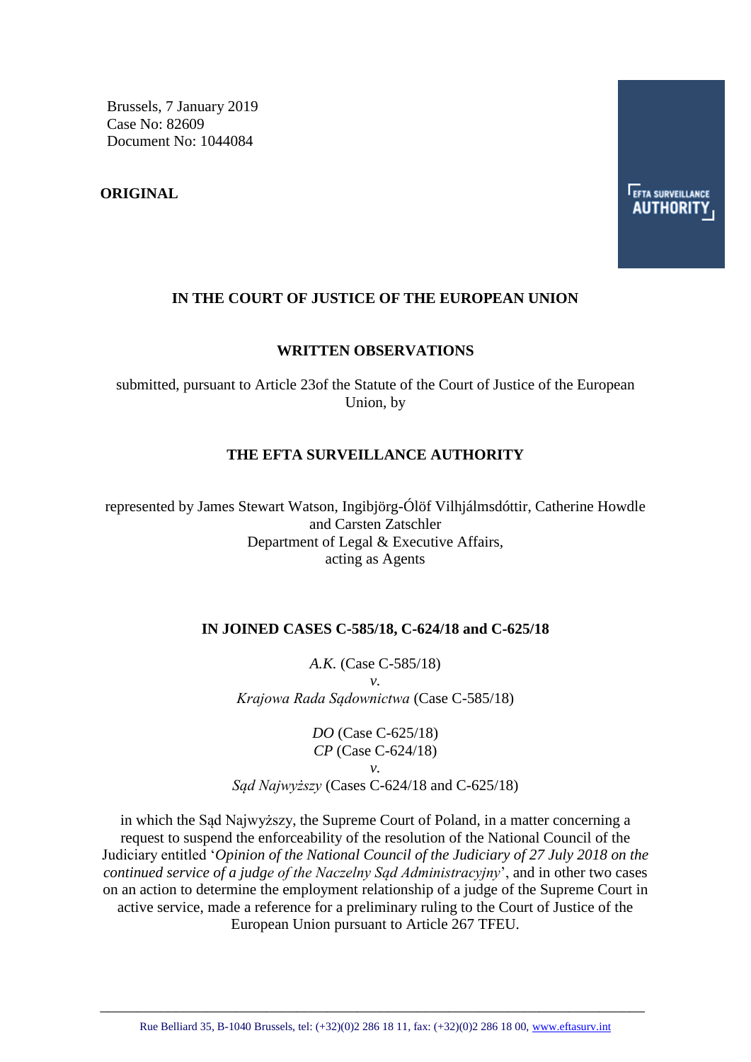Brussels, 7 January 2019
Case No: 82609
Document No: 1044084

**ORIGINAL**

EFTA SURVEILLANCE AUTHORITY

**IN THE COURT OF JUSTICE OF THE EUROPEAN UNION**

**WRITTEN OBSERVATIONS**

submitted, pursuant to Article 23of the Statute of the Court of Justice of the European Union, by

**THE EFTA SURVEILLANCE AUTHORITY**

represented by James Stewart Watson, Ingibjörg-Ólöf Vilhjálmsdóttir, Catherine Howdle and Carsten Zatschler
Department of Legal & Executive Affairs,
acting as Agents

**IN JOINED CASES C-585/18, C-624/18 and C-625/18**

*A.K.* (Case C-585/18)
*v.*
*Krajowa Rada Sądownictwa* (Case C-585/18)

*DO* (Case C-625/18)
*CP* (Case C-624/18)
*v.*
*Sąd Najwyższy* (Cases C-624/18 and C-625/18)

in which the Sąd Najwyższy, the Supreme Court of Poland, in a matter concerning a request to suspend the enforceability of the resolution of the National Council of the Judiciary entitled '*Opinion of the National Council of the Judiciary of 27 July 2018 on the continued service of a judge of the Naczelny Sąd Administracyjny*', and in other two cases on an action to determine the employment relationship of a judge of the Supreme Court in active service, made a reference for a preliminary ruling to the Court of Justice of the European Union pursuant to Article 267 TFEU.

Rue Belliard 35, B-1040 Brussels, tel: (+32)(0)2 286 18 11, fax: (+32)(0)2 286 18 00, www.eftasurv.int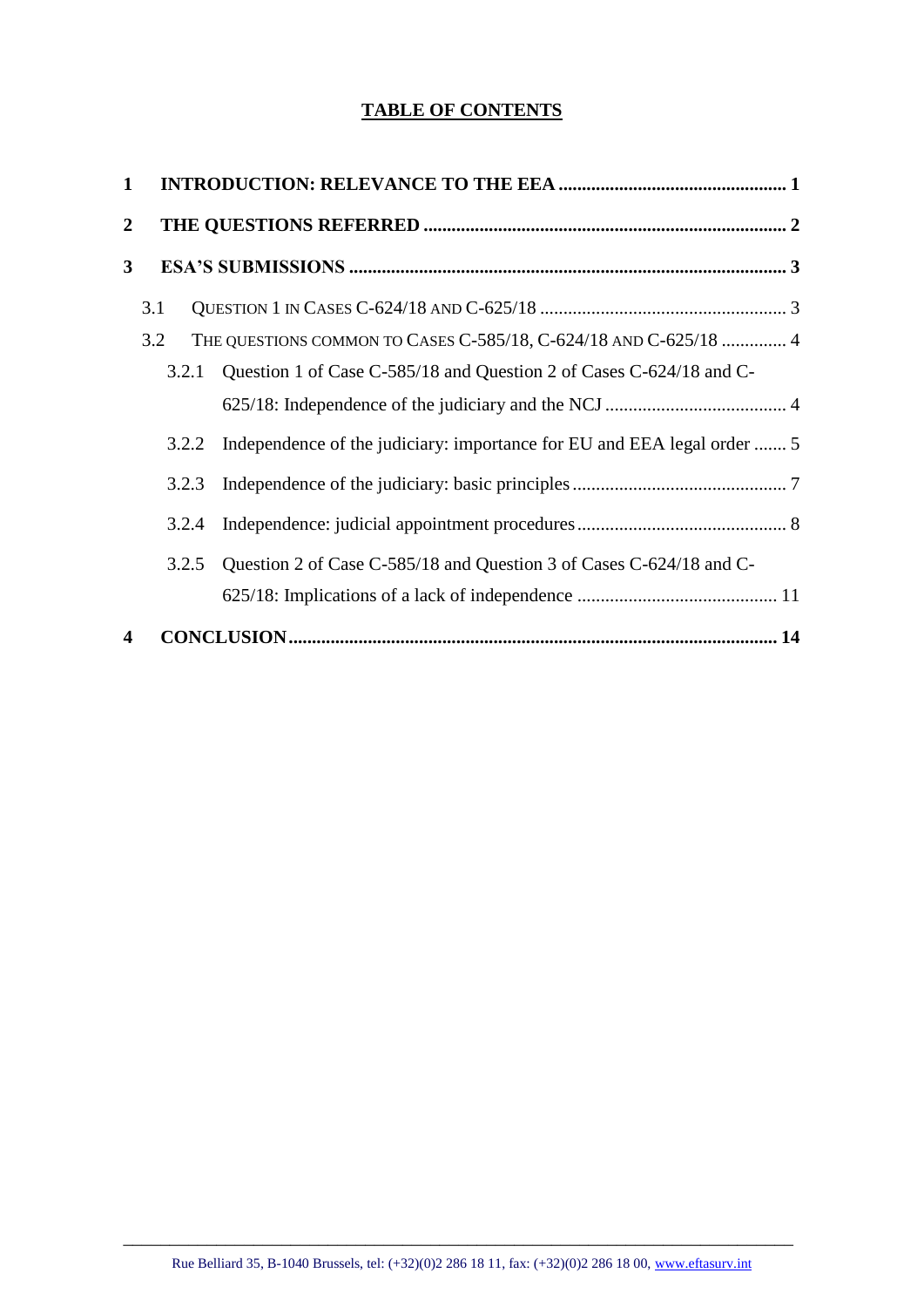# TABLE OF CONTENTS

**1 INTRODUCTION: RELEVANCE TO THE EEA ........................................ 1**

**2 THE QUESTIONS REFERRED ........................................ 2**

**3 ESA'S SUBMISSIONS ........................................ 3**

3.1 QUESTION 1 IN CASES C-624/18 AND C-625/18 ........................................ 3

3.2 THE QUESTIONS COMMON TO CASES C-585/18, C-624/18 AND C-625/18 .............. 4

3.2.1 Question 1 of Case C-585/18 and Question 2 of Cases C-624/18 and C-625/18: Independence of the judiciary and the NCJ ........................................ 4

3.2.2 Independence of the judiciary: importance for EU and EEA legal order ....... 5

3.2.3 Independence of the judiciary: basic principles ........................................ 7

3.2.4 Independence: judicial appointment procedures ........................................ 8

3.2.5 Question 2 of Case C-585/18 and Question 3 of Cases C-624/18 and C-625/18: Implications of a lack of independence ........................................ 11

**4 CONCLUSION ........................................ 14**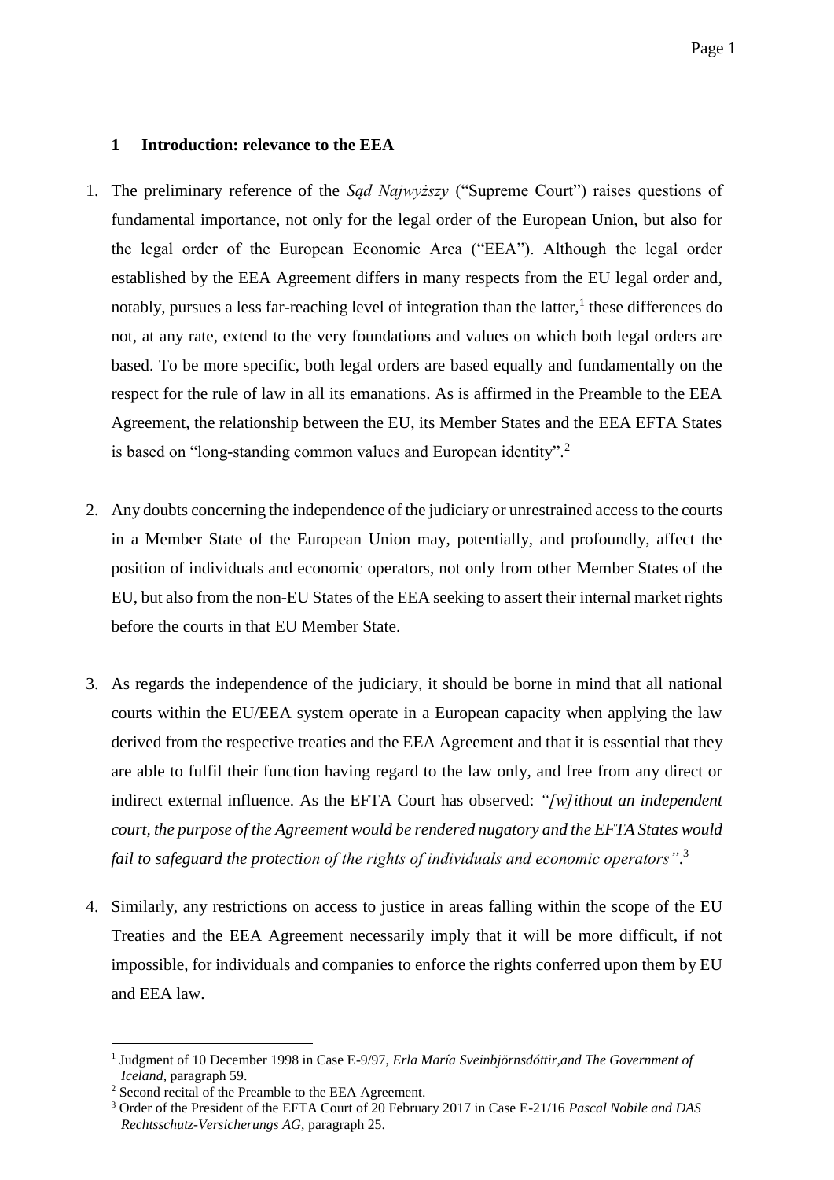## 1 Introduction: relevance to the EEA

1. The preliminary reference of the *Sąd Najwyższy* ("Supreme Court") raises questions of fundamental importance, not only for the legal order of the European Union, but also for the legal order of the European Economic Area ("EEA"). Although the legal order established by the EEA Agreement differs in many respects from the EU legal order and, notably, pursues a less far-reaching level of integration than the latter,[1] these differences do not, at any rate, extend to the very foundations and values on which both legal orders are based. To be more specific, both legal orders are based equally and fundamentally on the respect for the rule of law in all its emanations. As is affirmed in the Preamble to the EEA Agreement, the relationship between the EU, its Member States and the EEA EFTA States is based on "long-standing common values and European identity".[2]

2. Any doubts concerning the independence of the judiciary or unrestrained access to the courts in a Member State of the European Union may, potentially, and profoundly, affect the position of individuals and economic operators, not only from other Member States of the EU, but also from the non-EU States of the EEA seeking to assert their internal market rights before the courts in that EU Member State.

3. As regards the independence of the judiciary, it should be borne in mind that all national courts within the EU/EEA system operate in a European capacity when applying the law derived from the respective treaties and the EEA Agreement and that it is essential that they are able to fulfil their function having regard to the law only, and free from any direct or indirect external influence. As the EFTA Court has observed: *"[w]ithout an independent court, the purpose of the Agreement would be rendered nugatory and the EFTA States would fail to safeguard the protection of the rights of individuals and economic operators"*.[3]

4. Similarly, any restrictions on access to justice in areas falling within the scope of the EU Treaties and the EEA Agreement necessarily imply that it will be more difficult, if not impossible, for individuals and companies to enforce the rights conferred upon them by EU and EEA law.

---

[1] Judgment of 10 December 1998 in Case E-9/97, *Erla María Sveinbjörnsdóttir,and The Government of Iceland*, paragraph 59.

[2] Second recital of the Preamble to the EEA Agreement.

[3] Order of the President of the EFTA Court of 20 February 2017 in Case E-21/16 *Pascal Nobile and DAS Rechtsschutz-Versicherungs AG*, paragraph 25.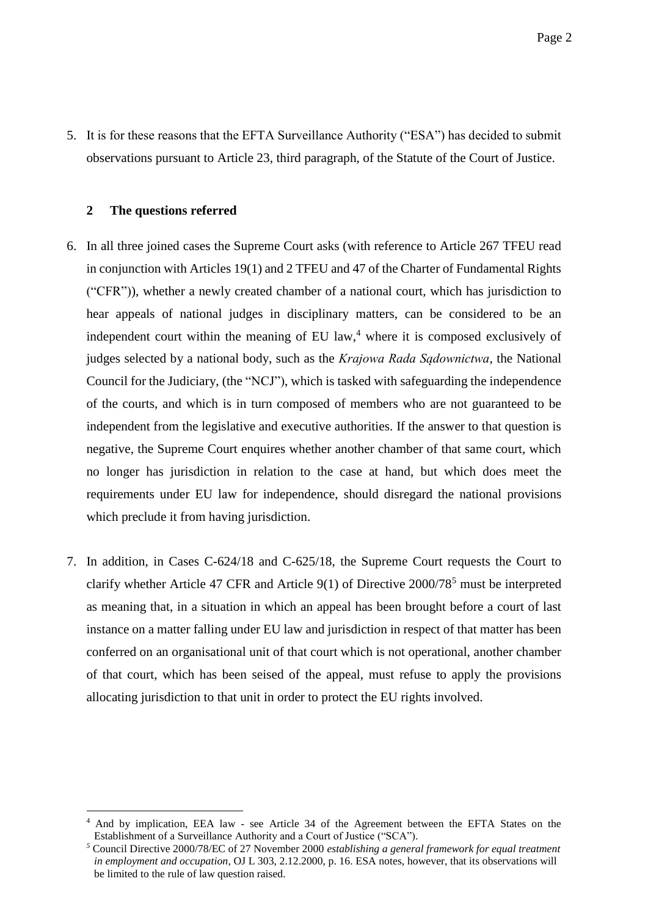5. It is for these reasons that the EFTA Surveillance Authority ("ESA") has decided to submit observations pursuant to Article 23, third paragraph, of the Statute of the Court of Justice.

## 2 The questions referred

6. In all three joined cases the Supreme Court asks (with reference to Article 267 TFEU read in conjunction with Articles 19(1) and 2 TFEU and 47 of the Charter of Fundamental Rights ("CFR")), whether a newly created chamber of a national court, which has jurisdiction to hear appeals of national judges in disciplinary matters, can be considered to be an independent court within the meaning of EU law,[4] where it is composed exclusively of judges selected by a national body, such as the *Krajowa Rada Sądownictwa*, the National Council for the Judiciary, (the "NCJ"), which is tasked with safeguarding the independence of the courts, and which is in turn composed of members who are not guaranteed to be independent from the legislative and executive authorities. If the answer to that question is negative, the Supreme Court enquires whether another chamber of that same court, which no longer has jurisdiction in relation to the case at hand, but which does meet the requirements under EU law for independence, should disregard the national provisions which preclude it from having jurisdiction.

7. In addition, in Cases C-624/18 and C-625/18, the Supreme Court requests the Court to clarify whether Article 47 CFR and Article 9(1) of Directive 2000/78[5] must be interpreted as meaning that, in a situation in which an appeal has been brought before a court of last instance on a matter falling under EU law and jurisdiction in respect of that matter has been conferred on an organisational unit of that court which is not operational, another chamber of that court, which has been seised of the appeal, must refuse to apply the provisions allocating jurisdiction to that unit in order to protect the EU rights involved.

---

[4] And by implication, EEA law - see Article 34 of the Agreement between the EFTA States on the Establishment of a Surveillance Authority and a Court of Justice ("SCA").

[5] Council Directive 2000/78/EC of 27 November 2000 *establishing a general framework for equal treatment in employment and occupation*, OJ L 303, 2.12.2000, p. 16. ESA notes, however, that its observations will be limited to the rule of law question raised.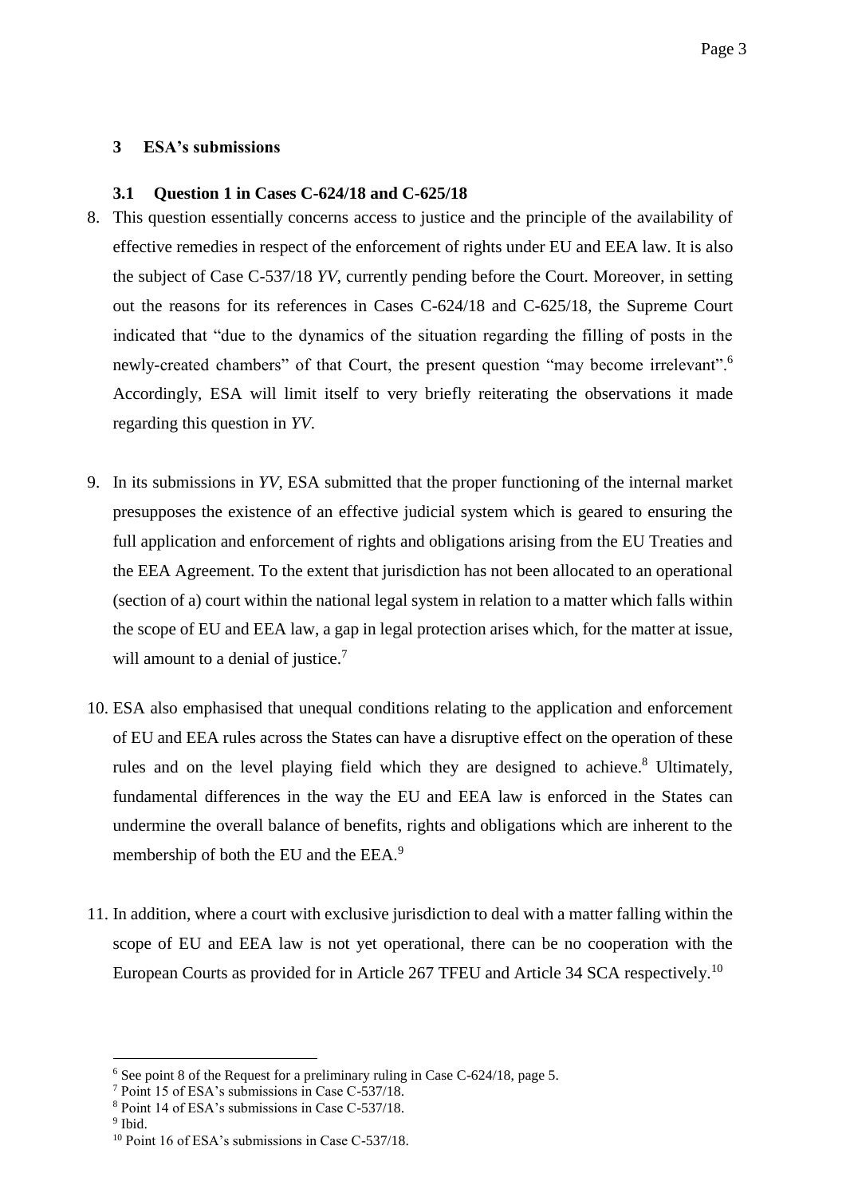## 3 ESA's submissions

### 3.1 Question 1 in Cases C-624/18 and C-625/18

8. This question essentially concerns access to justice and the principle of the availability of effective remedies in respect of the enforcement of rights under EU and EEA law. It is also the subject of Case C-537/18 *YV*, currently pending before the Court. Moreover, in setting out the reasons for its references in Cases C-624/18 and C-625/18, the Supreme Court indicated that "due to the dynamics of the situation regarding the filling of posts in the newly-created chambers" of that Court, the present question "may become irrelevant".[6] Accordingly, ESA will limit itself to very briefly reiterating the observations it made regarding this question in *YV*.

9. In its submissions in *YV*, ESA submitted that the proper functioning of the internal market presupposes the existence of an effective judicial system which is geared to ensuring the full application and enforcement of rights and obligations arising from the EU Treaties and the EEA Agreement. To the extent that jurisdiction has not been allocated to an operational (section of a) court within the national legal system in relation to a matter which falls within the scope of EU and EEA law, a gap in legal protection arises which, for the matter at issue, will amount to a denial of justice.[7]

10. ESA also emphasised that unequal conditions relating to the application and enforcement of EU and EEA rules across the States can have a disruptive effect on the operation of these rules and on the level playing field which they are designed to achieve.[8] Ultimately, fundamental differences in the way the EU and EEA law is enforced in the States can undermine the overall balance of benefits, rights and obligations which are inherent to the membership of both the EU and the EEA.[9]

11. In addition, where a court with exclusive jurisdiction to deal with a matter falling within the scope of EU and EEA law is not yet operational, there can be no cooperation with the European Courts as provided for in Article 267 TFEU and Article 34 SCA respectively.[10]

---

[6] See point 8 of the Request for a preliminary ruling in Case C-624/18, page 5.

[7] Point 15 of ESA's submissions in Case C-537/18.

[8] Point 14 of ESA's submissions in Case C-537/18.

[9] Ibid.

[10] Point 16 of ESA's submissions in Case C-537/18.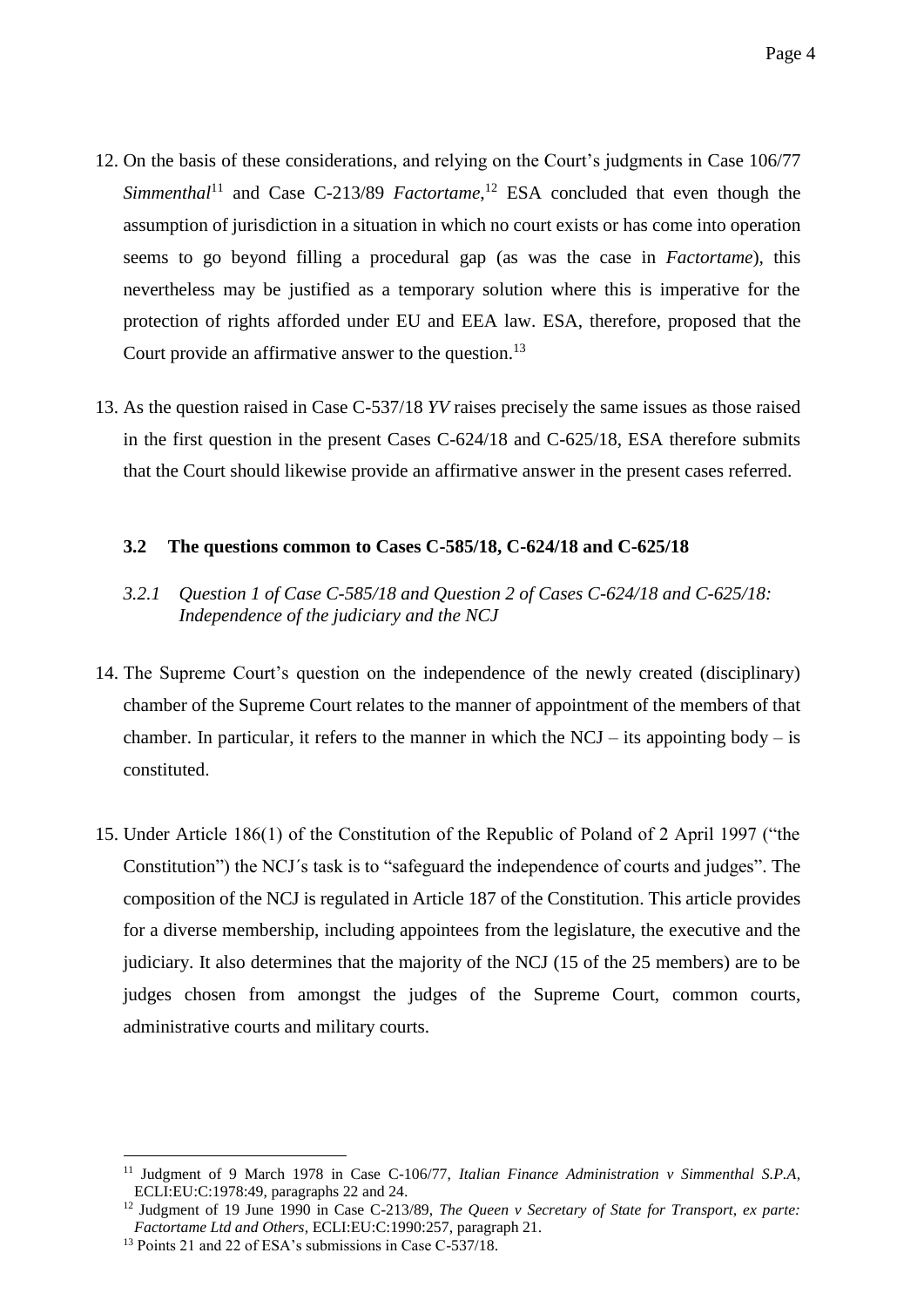12. On the basis of these considerations, and relying on the Court's judgments in Case 106/77 *Simmenthal*[11] and Case C-213/89 *Factortame*,[12] ESA concluded that even though the assumption of jurisdiction in a situation in which no court exists or has come into operation seems to go beyond filling a procedural gap (as was the case in *Factortame*), this nevertheless may be justified as a temporary solution where this is imperative for the protection of rights afforded under EU and EEA law. ESA, therefore, proposed that the Court provide an affirmative answer to the question.[13]

13. As the question raised in Case C-537/18 *YV* raises precisely the same issues as those raised in the first question in the present Cases C-624/18 and C-625/18, ESA therefore submits that the Court should likewise provide an affirmative answer in the present cases referred.

### 3.2 The questions common to Cases C-585/18, C-624/18 and C-625/18

#### *3.2.1 Question 1 of Case C-585/18 and Question 2 of Cases C-624/18 and C-625/18: Independence of the judiciary and the NCJ*

14. The Supreme Court's question on the independence of the newly created (disciplinary) chamber of the Supreme Court relates to the manner of appointment of the members of that chamber. In particular, it refers to the manner in which the NCJ – its appointing body – is constituted.

15. Under Article 186(1) of the Constitution of the Republic of Poland of 2 April 1997 ("the Constitution") the NCJ´s task is to "safeguard the independence of courts and judges". The composition of the NCJ is regulated in Article 187 of the Constitution. This article provides for a diverse membership, including appointees from the legislature, the executive and the judiciary. It also determines that the majority of the NCJ (15 of the 25 members) are to be judges chosen from amongst the judges of the Supreme Court, common courts, administrative courts and military courts.

---

[11] Judgment of 9 March 1978 in Case C-106/77, *Italian Finance Administration v Simmenthal S.P.A*, ECLI:EU:C:1978:49, paragraphs 22 and 24.

[12] Judgment of 19 June 1990 in Case C-213/89, *The Queen v Secretary of State for Transport, ex parte: Factortame Ltd and Others*, ECLI:EU:C:1990:257, paragraph 21.

[13] Points 21 and 22 of ESA's submissions in Case C-537/18.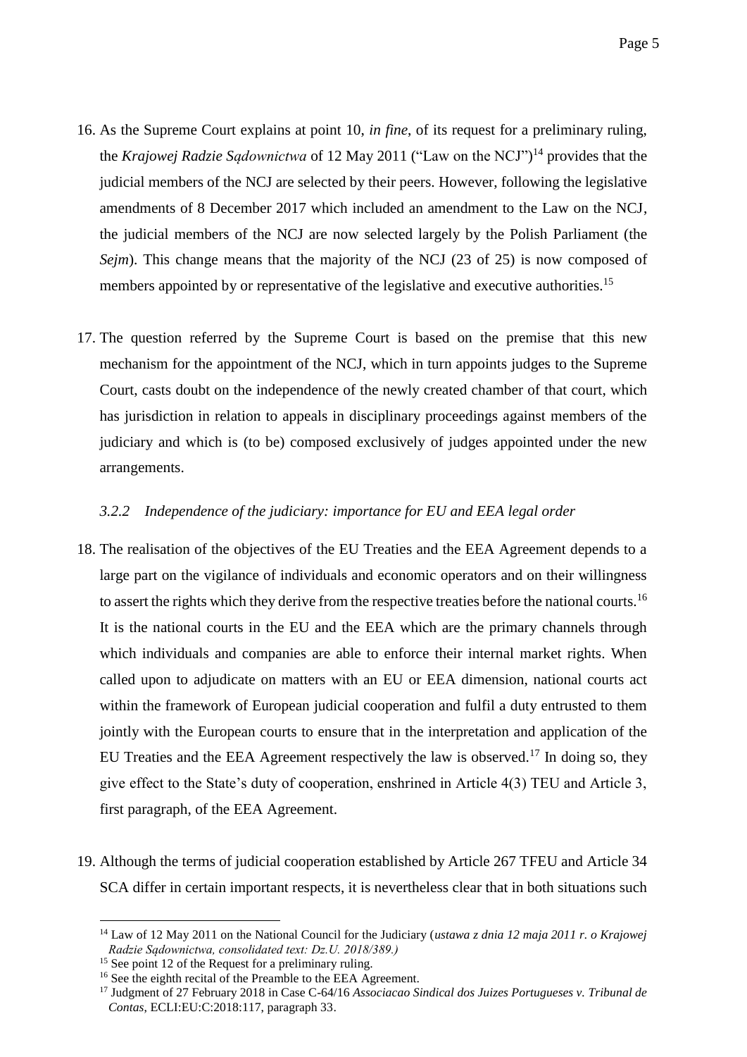16. As the Supreme Court explains at point 10, *in fine*, of its request for a preliminary ruling, the *Krajowej Radzie Sądownictwa* of 12 May 2011 ("Law on the NCJ")[14] provides that the judicial members of the NCJ are selected by their peers. However, following the legislative amendments of 8 December 2017 which included an amendment to the Law on the NCJ, the judicial members of the NCJ are now selected largely by the Polish Parliament (the *Sejm*). This change means that the majority of the NCJ (23 of 25) is now composed of members appointed by or representative of the legislative and executive authorities.[15]

17. The question referred by the Supreme Court is based on the premise that this new mechanism for the appointment of the NCJ, which in turn appoints judges to the Supreme Court, casts doubt on the independence of the newly created chamber of that court, which has jurisdiction in relation to appeals in disciplinary proceedings against members of the judiciary and which is (to be) composed exclusively of judges appointed under the new arrangements.

### *3.2.2 Independence of the judiciary: importance for EU and EEA legal order*

18. The realisation of the objectives of the EU Treaties and the EEA Agreement depends to a large part on the vigilance of individuals and economic operators and on their willingness to assert the rights which they derive from the respective treaties before the national courts.[16] It is the national courts in the EU and the EEA which are the primary channels through which individuals and companies are able to enforce their internal market rights. When called upon to adjudicate on matters with an EU or EEA dimension, national courts act within the framework of European judicial cooperation and fulfil a duty entrusted to them jointly with the European courts to ensure that in the interpretation and application of the EU Treaties and the EEA Agreement respectively the law is observed.[17] In doing so, they give effect to the State's duty of cooperation, enshrined in Article 4(3) TEU and Article 3, first paragraph, of the EEA Agreement.

19. Although the terms of judicial cooperation established by Article 267 TFEU and Article 34 SCA differ in certain important respects, it is nevertheless clear that in both situations such

---

[14] Law of 12 May 2011 on the National Council for the Judiciary (*ustawa z dnia 12 maja 2011 r. o Krajowej Radzie Sądownictwa, consolidated text: Dz.U. 2018/389.)*

[15] See point 12 of the Request for a preliminary ruling.

[16] See the eighth recital of the Preamble to the EEA Agreement.

[17] Judgment of 27 February 2018 in Case C-64/16 *Associacao Sindical dos Juizes Portugueses v. Tribunal de Contas*, ECLI:EU:C:2018:117, paragraph 33.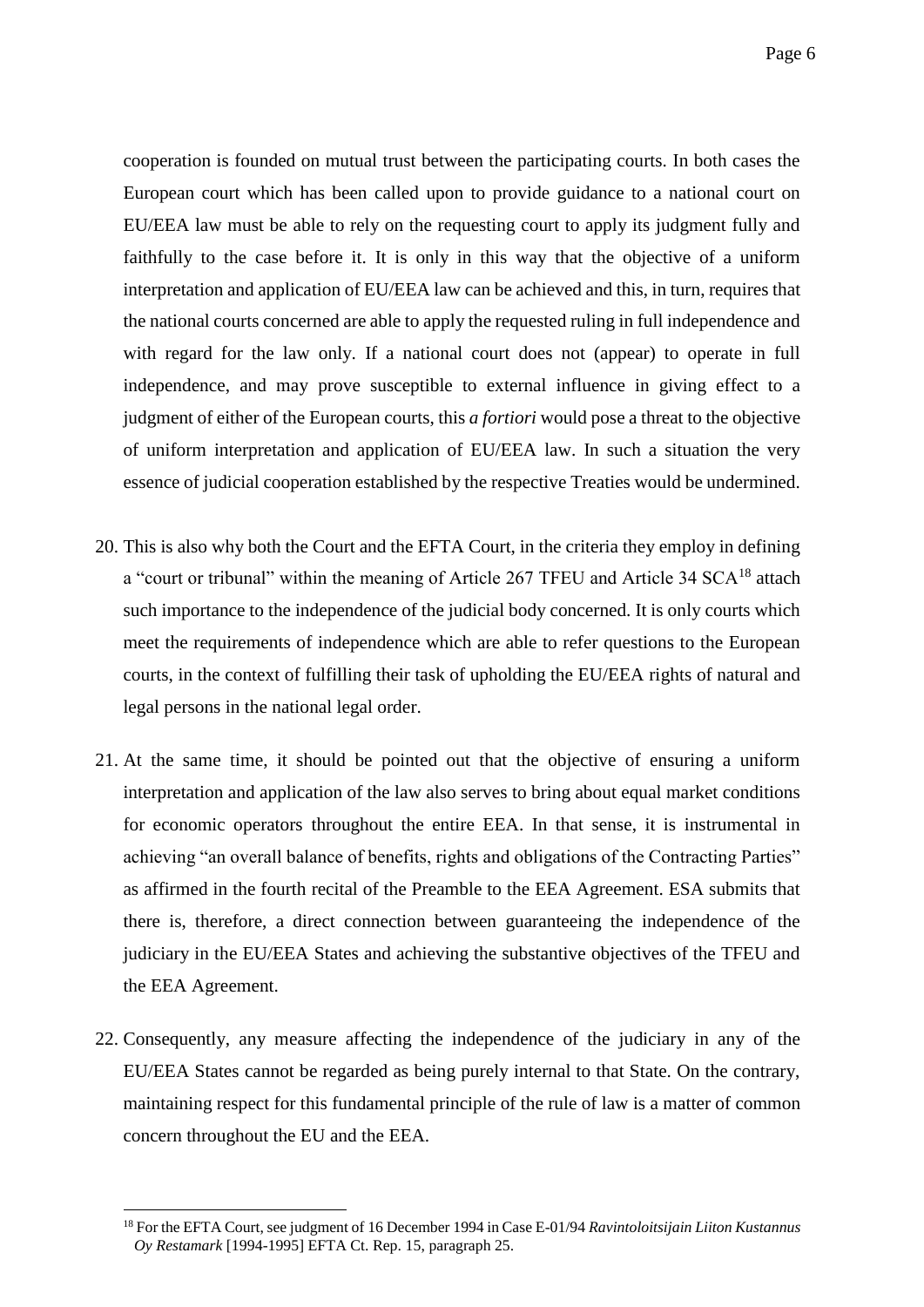cooperation is founded on mutual trust between the participating courts. In both cases the European court which has been called upon to provide guidance to a national court on EU/EEA law must be able to rely on the requesting court to apply its judgment fully and faithfully to the case before it. It is only in this way that the objective of a uniform interpretation and application of EU/EEA law can be achieved and this, in turn, requires that the national courts concerned are able to apply the requested ruling in full independence and with regard for the law only. If a national court does not (appear) to operate in full independence, and may prove susceptible to external influence in giving effect to a judgment of either of the European courts, this *a fortiori* would pose a threat to the objective of uniform interpretation and application of EU/EEA law. In such a situation the very essence of judicial cooperation established by the respective Treaties would be undermined.

20. This is also why both the Court and the EFTA Court, in the criteria they employ in defining a "court or tribunal" within the meaning of Article 267 TFEU and Article 34 SCA[18] attach such importance to the independence of the judicial body concerned. It is only courts which meet the requirements of independence which are able to refer questions to the European courts, in the context of fulfilling their task of upholding the EU/EEA rights of natural and legal persons in the national legal order.

21. At the same time, it should be pointed out that the objective of ensuring a uniform interpretation and application of the law also serves to bring about equal market conditions for economic operators throughout the entire EEA. In that sense, it is instrumental in achieving "an overall balance of benefits, rights and obligations of the Contracting Parties" as affirmed in the fourth recital of the Preamble to the EEA Agreement. ESA submits that there is, therefore, a direct connection between guaranteeing the independence of the judiciary in the EU/EEA States and achieving the substantive objectives of the TFEU and the EEA Agreement.

22. Consequently, any measure affecting the independence of the judiciary in any of the EU/EEA States cannot be regarded as being purely internal to that State. On the contrary, maintaining respect for this fundamental principle of the rule of law is a matter of common concern throughout the EU and the EEA.

[18] For the EFTA Court, see judgment of 16 December 1994 in Case E-01/94 *Ravintoloitsijain Liiton Kustannus Oy Restamark* [1994-1995] EFTA Ct. Rep. 15, paragraph 25.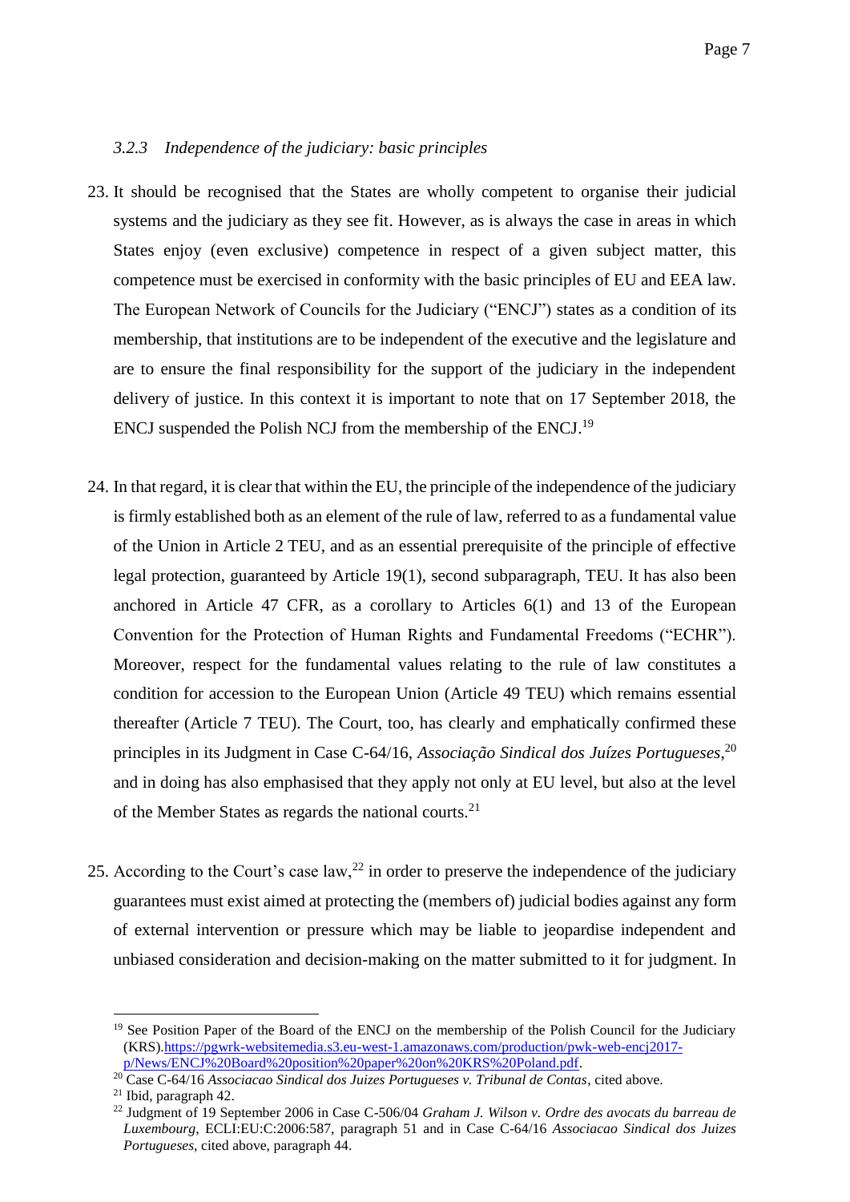### *3.2.3 Independence of the judiciary: basic principles*

23. It should be recognised that the States are wholly competent to organise their judicial systems and the judiciary as they see fit. However, as is always the case in areas in which States enjoy (even exclusive) competence in respect of a given subject matter, this competence must be exercised in conformity with the basic principles of EU and EEA law. The European Network of Councils for the Judiciary ("ENCJ") states as a condition of its membership, that institutions are to be independent of the executive and the legislature and are to ensure the final responsibility for the support of the judiciary in the independent delivery of justice. In this context it is important to note that on 17 September 2018, the ENCJ suspended the Polish NCJ from the membership of the ENCJ.[19]

24. In that regard, it is clear that within the EU, the principle of the independence of the judiciary is firmly established both as an element of the rule of law, referred to as a fundamental value of the Union in Article 2 TEU, and as an essential prerequisite of the principle of effective legal protection, guaranteed by Article 19(1), second subparagraph, TEU. It has also been anchored in Article 47 CFR, as a corollary to Articles 6(1) and 13 of the European Convention for the Protection of Human Rights and Fundamental Freedoms ("ECHR"). Moreover, respect for the fundamental values relating to the rule of law constitutes a condition for accession to the European Union (Article 49 TEU) which remains essential thereafter (Article 7 TEU). The Court, too, has clearly and emphatically confirmed these principles in its Judgment in Case C-64/16, *Associação Sindical dos Juízes Portugueses*,[20] and in doing has also emphasised that they apply not only at EU level, but also at the level of the Member States as regards the national courts.[21]

25. According to the Court's case law,[22] in order to preserve the independence of the judiciary guarantees must exist aimed at protecting the (members of) judicial bodies against any form of external intervention or pressure which may be liable to jeopardise independent and unbiased consideration and decision-making on the matter submitted to it for judgment. In

---

[19] See Position Paper of the Board of the ENCJ on the membership of the Polish Council for the Judiciary (KRS).https://pgwrk-websitemedia.s3.eu-west-1.amazonaws.com/production/pwk-web-encj2017-p/News/ENCJ%20Board%20position%20paper%20on%20KRS%20Poland.pdf.

[20] Case C-64/16 *Associacao Sindical dos Juizes Portugueses v. Tribunal de Contas*, cited above.

[21] Ibid, paragraph 42.

[22] Judgment of 19 September 2006 in Case C-506/04 *Graham J. Wilson v. Ordre des avocats du barreau de Luxembourg*, ECLI:EU:C:2006:587, paragraph 51 and in Case C-64/16 *Associacao Sindical dos Juizes Portugueses*, cited above, paragraph 44.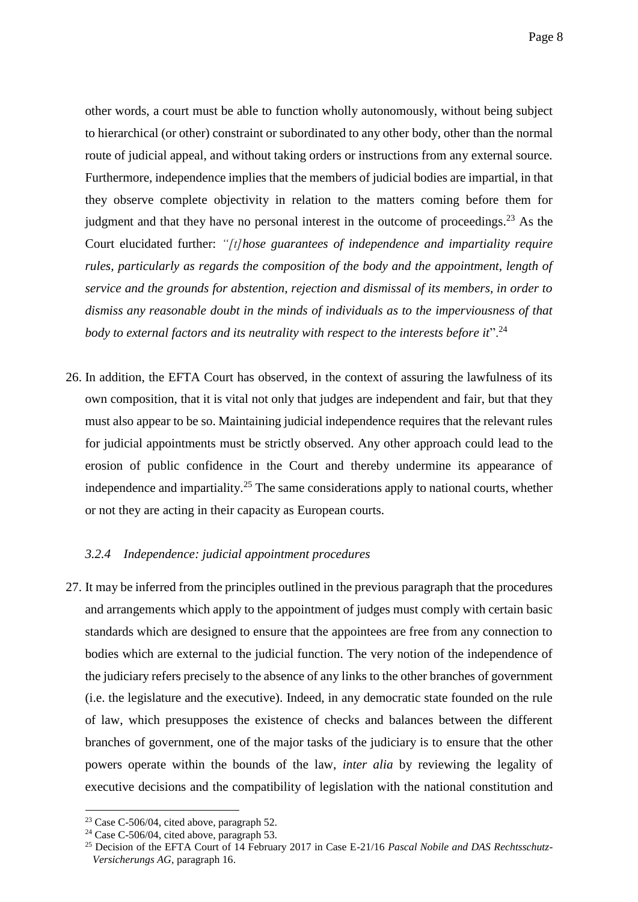other words, a court must be able to function wholly autonomously, without being subject to hierarchical (or other) constraint or subordinated to any other body, other than the normal route of judicial appeal, and without taking orders or instructions from any external source. Furthermore, independence implies that the members of judicial bodies are impartial, in that they observe complete objectivity in relation to the matters coming before them for judgment and that they have no personal interest in the outcome of proceedings.[23] As the Court elucidated further: *"[t]hose guarantees of independence and impartiality require rules, particularly as regards the composition of the body and the appointment, length of service and the grounds for abstention, rejection and dismissal of its members, in order to dismiss any reasonable doubt in the minds of individuals as to the imperviousness of that body to external factors and its neutrality with respect to the interests before it*".[24]

26. In addition, the EFTA Court has observed, in the context of assuring the lawfulness of its own composition, that it is vital not only that judges are independent and fair, but that they must also appear to be so. Maintaining judicial independence requires that the relevant rules for judicial appointments must be strictly observed. Any other approach could lead to the erosion of public confidence in the Court and thereby undermine its appearance of independence and impartiality.[25] The same considerations apply to national courts, whether or not they are acting in their capacity as European courts.

### *3.2.4 Independence: judicial appointment procedures*

27. It may be inferred from the principles outlined in the previous paragraph that the procedures and arrangements which apply to the appointment of judges must comply with certain basic standards which are designed to ensure that the appointees are free from any connection to bodies which are external to the judicial function. The very notion of the independence of the judiciary refers precisely to the absence of any links to the other branches of government (i.e. the legislature and the executive). Indeed, in any democratic state founded on the rule of law, which presupposes the existence of checks and balances between the different branches of government, one of the major tasks of the judiciary is to ensure that the other powers operate within the bounds of the law, *inter alia* by reviewing the legality of executive decisions and the compatibility of legislation with the national constitution and

---

[23] Case C-506/04, cited above, paragraph 52.

[24] Case C-506/04, cited above, paragraph 53.

[25] Decision of the EFTA Court of 14 February 2017 in Case E-21/16 *Pascal Nobile and DAS Rechtsschutz-Versicherungs AG*, paragraph 16.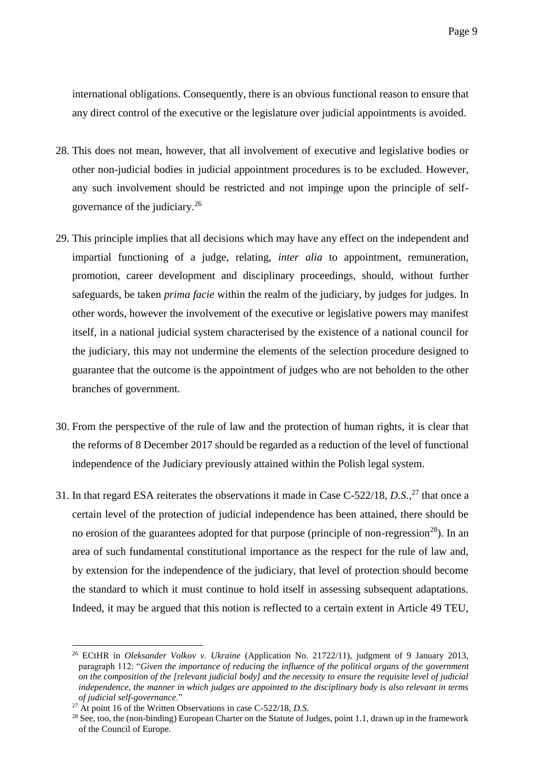international obligations. Consequently, there is an obvious functional reason to ensure that any direct control of the executive or the legislature over judicial appointments is avoided.

28. This does not mean, however, that all involvement of executive and legislative bodies or other non-judicial bodies in judicial appointment procedures is to be excluded. However, any such involvement should be restricted and not impinge upon the principle of self-governance of the judiciary.[26]

29. This principle implies that all decisions which may have any effect on the independent and impartial functioning of a judge, relating, *inter alia* to appointment, remuneration, promotion, career development and disciplinary proceedings, should, without further safeguards, be taken *prima facie* within the realm of the judiciary, by judges for judges. In other words, however the involvement of the executive or legislative powers may manifest itself, in a national judicial system characterised by the existence of a national council for the judiciary, this may not undermine the elements of the selection procedure designed to guarantee that the outcome is the appointment of judges who are not beholden to the other branches of government.

30. From the perspective of the rule of law and the protection of human rights, it is clear that the reforms of 8 December 2017 should be regarded as a reduction of the level of functional independence of the Judiciary previously attained within the Polish legal system.

31. In that regard ESA reiterates the observations it made in Case C-522/18, *D.S.*,[27] that once a certain level of the protection of judicial independence has been attained, there should be no erosion of the guarantees adopted for that purpose (principle of non-regression[28]). In an area of such fundamental constitutional importance as the respect for the rule of law and, by extension for the independence of the judiciary, that level of protection should become the standard to which it must continue to hold itself in assessing subsequent adaptations. Indeed, it may be argued that this notion is reflected to a certain extent in Article 49 TEU,

---

[26] ECtHR in *Oleksander Volkov v. Ukraine* (Application No. 21722/11), judgment of 9 January 2013, paragraph 112: "*Given the importance of reducing the influence of the political organs of the government on the composition of the [relevant judicial body] and the necessity to ensure the requisite level of judicial independence, the manner in which judges are appointed to the disciplinary body is also relevant in terms of judicial self-governance*."

[27] At point 16 of the Written Observations in case C-522/18, *D.S.*

[28] See, too, the (non-binding) European Charter on the Statute of Judges, point 1.1, drawn up in the framework of the Council of Europe.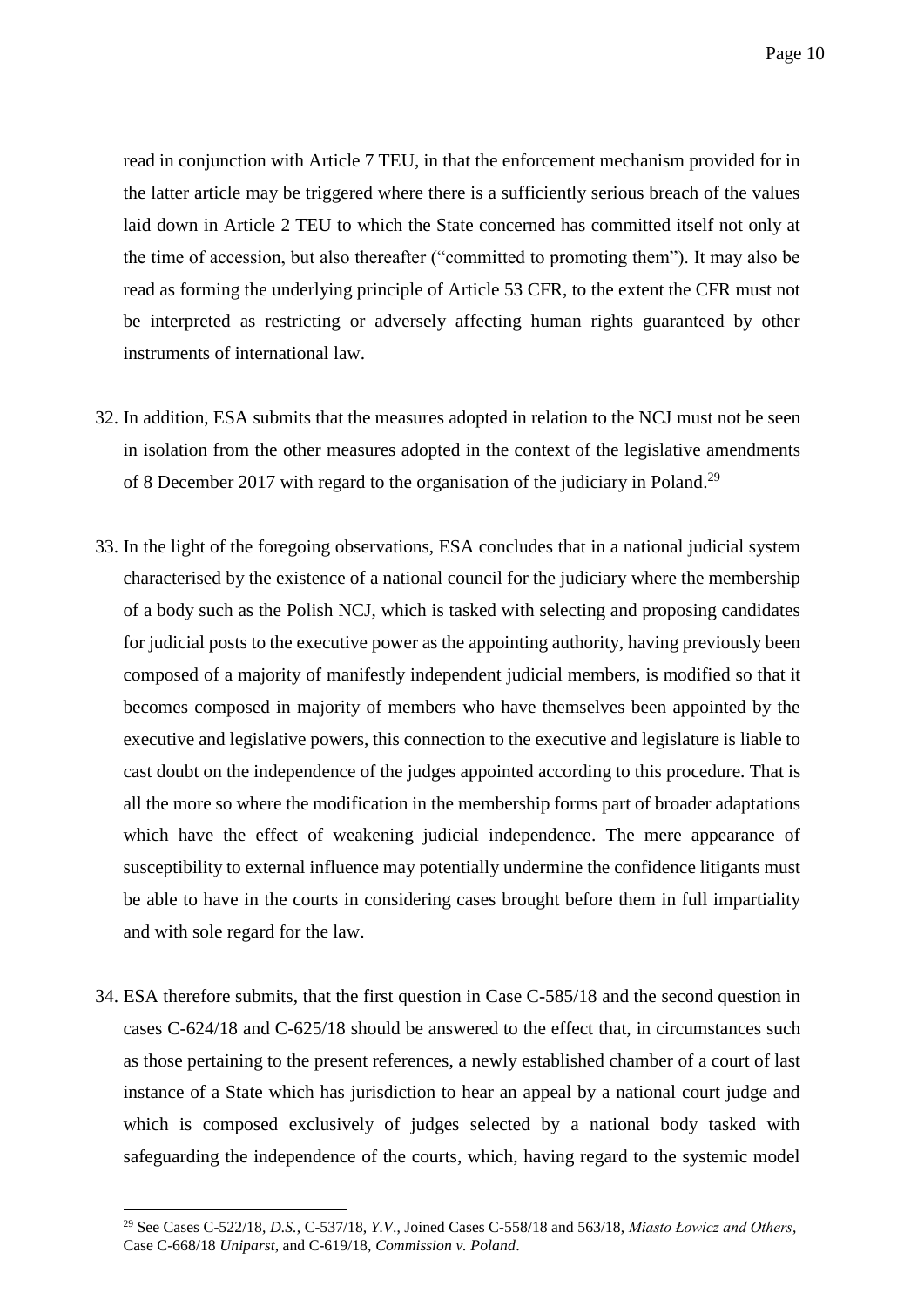read in conjunction with Article 7 TEU, in that the enforcement mechanism provided for in the latter article may be triggered where there is a sufficiently serious breach of the values laid down in Article 2 TEU to which the State concerned has committed itself not only at the time of accession, but also thereafter ("committed to promoting them"). It may also be read as forming the underlying principle of Article 53 CFR, to the extent the CFR must not be interpreted as restricting or adversely affecting human rights guaranteed by other instruments of international law.

32. In addition, ESA submits that the measures adopted in relation to the NCJ must not be seen in isolation from the other measures adopted in the context of the legislative amendments of 8 December 2017 with regard to the organisation of the judiciary in Poland.[29]

33. In the light of the foregoing observations, ESA concludes that in a national judicial system characterised by the existence of a national council for the judiciary where the membership of a body such as the Polish NCJ, which is tasked with selecting and proposing candidates for judicial posts to the executive power as the appointing authority, having previously been composed of a majority of manifestly independent judicial members, is modified so that it becomes composed in majority of members who have themselves been appointed by the executive and legislative powers, this connection to the executive and legislature is liable to cast doubt on the independence of the judges appointed according to this procedure. That is all the more so where the modification in the membership forms part of broader adaptations which have the effect of weakening judicial independence. The mere appearance of susceptibility to external influence may potentially undermine the confidence litigants must be able to have in the courts in considering cases brought before them in full impartiality and with sole regard for the law.

34. ESA therefore submits, that the first question in Case C-585/18 and the second question in cases C-624/18 and C-625/18 should be answered to the effect that, in circumstances such as those pertaining to the present references, a newly established chamber of a court of last instance of a State which has jurisdiction to hear an appeal by a national court judge and which is composed exclusively of judges selected by a national body tasked with safeguarding the independence of the courts, which, having regard to the systemic model

---

[29] See Cases C-522/18, *D.S.*, C-537/18, *Y.V.*, Joined Cases C-558/18 and 563/18, *Miasto Łowicz and Others*, Case C-668/18 *Uniparst*, and C-619/18, *Commission v. Poland*.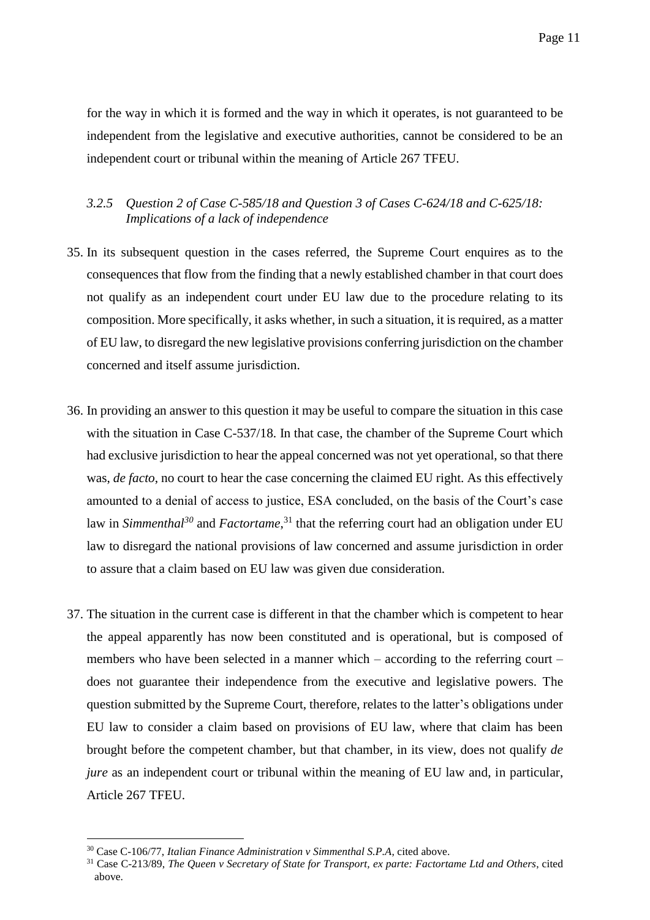for the way in which it is formed and the way in which it operates, is not guaranteed to be independent from the legislative and executive authorities, cannot be considered to be an independent court or tribunal within the meaning of Article 267 TFEU.

### 3.2.5 *Question 2 of Case C-585/18 and Question 3 of Cases C-624/18 and C-625/18: Implications of a lack of independence*

35. In its subsequent question in the cases referred, the Supreme Court enquires as to the consequences that flow from the finding that a newly established chamber in that court does not qualify as an independent court under EU law due to the procedure relating to its composition. More specifically, it asks whether, in such a situation, it is required, as a matter of EU law, to disregard the new legislative provisions conferring jurisdiction on the chamber concerned and itself assume jurisdiction.

36. In providing an answer to this question it may be useful to compare the situation in this case with the situation in Case C-537/18. In that case, the chamber of the Supreme Court which had exclusive jurisdiction to hear the appeal concerned was not yet operational, so that there was, *de facto*, no court to hear the case concerning the claimed EU right. As this effectively amounted to a denial of access to justice, ESA concluded, on the basis of the Court's case law in *Simmenthal*[30] and *Factortame*,[31] that the referring court had an obligation under EU law to disregard the national provisions of law concerned and assume jurisdiction in order to assure that a claim based on EU law was given due consideration.

37. The situation in the current case is different in that the chamber which is competent to hear the appeal apparently has now been constituted and is operational, but is composed of members who have been selected in a manner which – according to the referring court – does not guarantee their independence from the executive and legislative powers. The question submitted by the Supreme Court, therefore, relates to the latter's obligations under EU law to consider a claim based on provisions of EU law, where that claim has been brought before the competent chamber, but that chamber, in its view, does not qualify *de jure* as an independent court or tribunal within the meaning of EU law and, in particular, Article 267 TFEU.

---

[30] Case C-106/77, *Italian Finance Administration v Simmenthal S.P.A*, cited above.

[31] Case C-213/89, *The Queen v Secretary of State for Transport, ex parte: Factortame Ltd and Others*, cited above.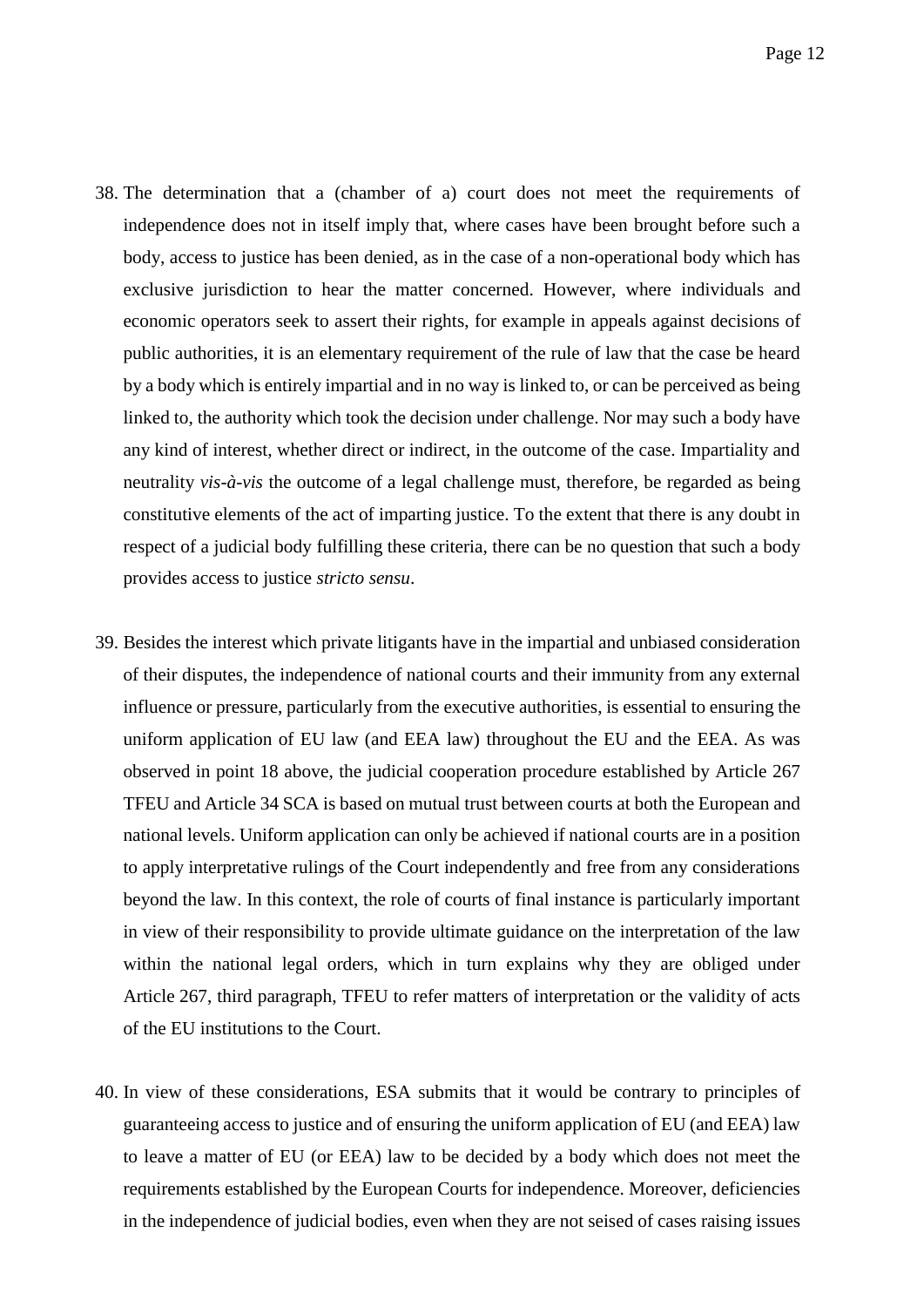38. The determination that a (chamber of a) court does not meet the requirements of independence does not in itself imply that, where cases have been brought before such a body, access to justice has been denied, as in the case of a non-operational body which has exclusive jurisdiction to hear the matter concerned. However, where individuals and economic operators seek to assert their rights, for example in appeals against decisions of public authorities, it is an elementary requirement of the rule of law that the case be heard by a body which is entirely impartial and in no way is linked to, or can be perceived as being linked to, the authority which took the decision under challenge. Nor may such a body have any kind of interest, whether direct or indirect, in the outcome of the case. Impartiality and neutrality *vis-à-vis* the outcome of a legal challenge must, therefore, be regarded as being constitutive elements of the act of imparting justice. To the extent that there is any doubt in respect of a judicial body fulfilling these criteria, there can be no question that such a body provides access to justice *stricto sensu*.

39. Besides the interest which private litigants have in the impartial and unbiased consideration of their disputes, the independence of national courts and their immunity from any external influence or pressure, particularly from the executive authorities, is essential to ensuring the uniform application of EU law (and EEA law) throughout the EU and the EEA. As was observed in point 18 above, the judicial cooperation procedure established by Article 267 TFEU and Article 34 SCA is based on mutual trust between courts at both the European and national levels. Uniform application can only be achieved if national courts are in a position to apply interpretative rulings of the Court independently and free from any considerations beyond the law. In this context, the role of courts of final instance is particularly important in view of their responsibility to provide ultimate guidance on the interpretation of the law within the national legal orders, which in turn explains why they are obliged under Article 267, third paragraph, TFEU to refer matters of interpretation or the validity of acts of the EU institutions to the Court.

40. In view of these considerations, ESA submits that it would be contrary to principles of guaranteeing access to justice and of ensuring the uniform application of EU (and EEA) law to leave a matter of EU (or EEA) law to be decided by a body which does not meet the requirements established by the European Courts for independence. Moreover, deficiencies in the independence of judicial bodies, even when they are not seised of cases raising issues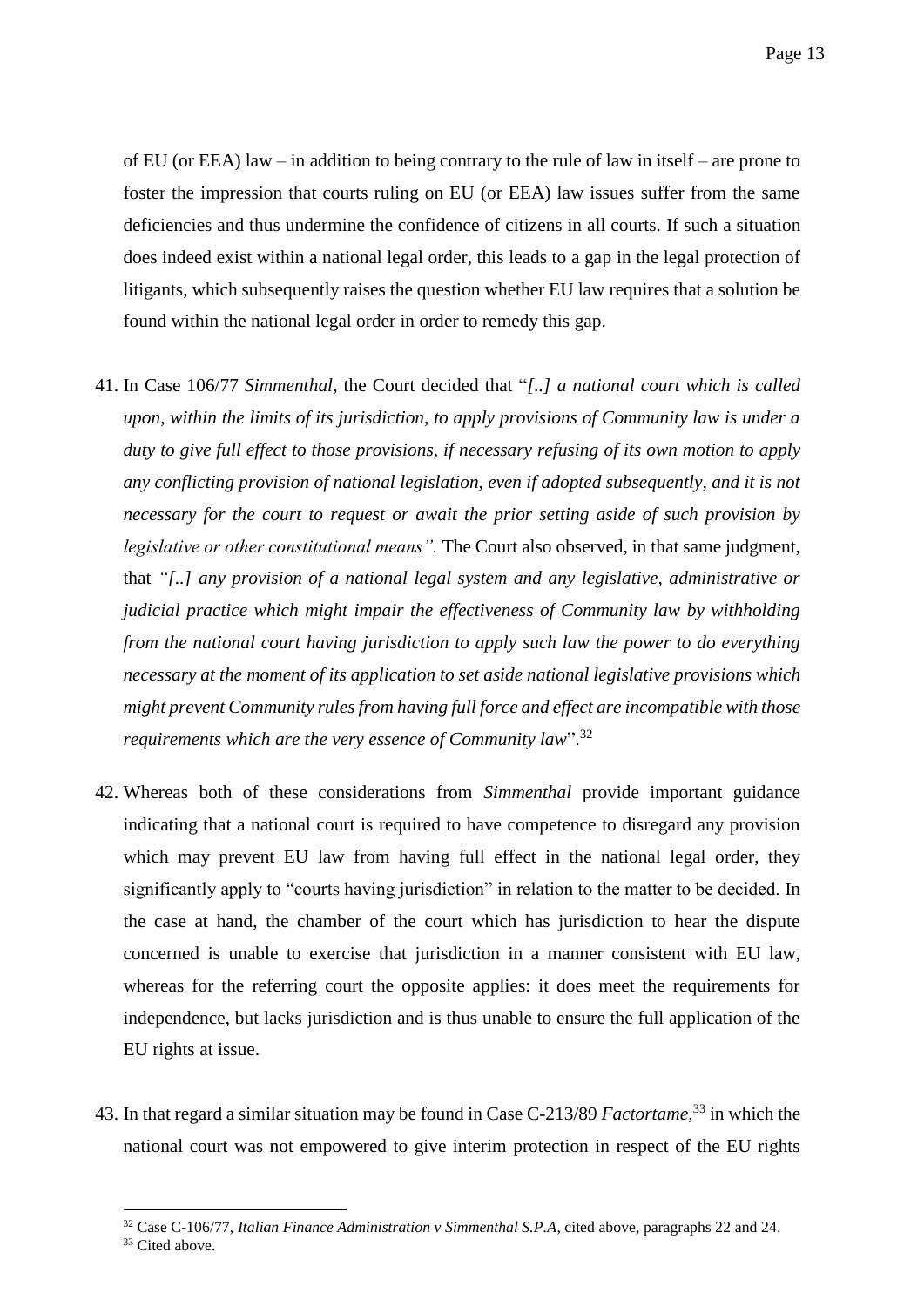of EU (or EEA) law – in addition to being contrary to the rule of law in itself – are prone to foster the impression that courts ruling on EU (or EEA) law issues suffer from the same deficiencies and thus undermine the confidence of citizens in all courts. If such a situation does indeed exist within a national legal order, this leads to a gap in the legal protection of litigants, which subsequently raises the question whether EU law requires that a solution be found within the national legal order in order to remedy this gap.

41. In Case 106/77 *Simmenthal*, the Court decided that "*[..] a national court which is called upon, within the limits of its jurisdiction, to apply provisions of Community law is under a duty to give full effect to those provisions, if necessary refusing of its own motion to apply any conflicting provision of national legislation, even if adopted subsequently, and it is not necessary for the court to request or await the prior setting aside of such provision by legislative or other constitutional means".* The Court also observed, in that same judgment, that *"[..] any provision of a national legal system and any legislative, administrative or judicial practice which might impair the effectiveness of Community law by withholding from the national court having jurisdiction to apply such law the power to do everything necessary at the moment of its application to set aside national legislative provisions which might prevent Community rules from having full force and effect are incompatible with those requirements which are the very essence of Community law*".[32]

42. Whereas both of these considerations from *Simmenthal* provide important guidance indicating that a national court is required to have competence to disregard any provision which may prevent EU law from having full effect in the national legal order, they significantly apply to "courts having jurisdiction" in relation to the matter to be decided. In the case at hand, the chamber of the court which has jurisdiction to hear the dispute concerned is unable to exercise that jurisdiction in a manner consistent with EU law, whereas for the referring court the opposite applies: it does meet the requirements for independence, but lacks jurisdiction and is thus unable to ensure the full application of the EU rights at issue.

43. In that regard a similar situation may be found in Case C-213/89 *Factortame,*[33] in which the national court was not empowered to give interim protection in respect of the EU rights

---

[32] Case C-106/77, *Italian Finance Administration v Simmenthal S.P.A*, cited above, paragraphs 22 and 24.

[33] Cited above.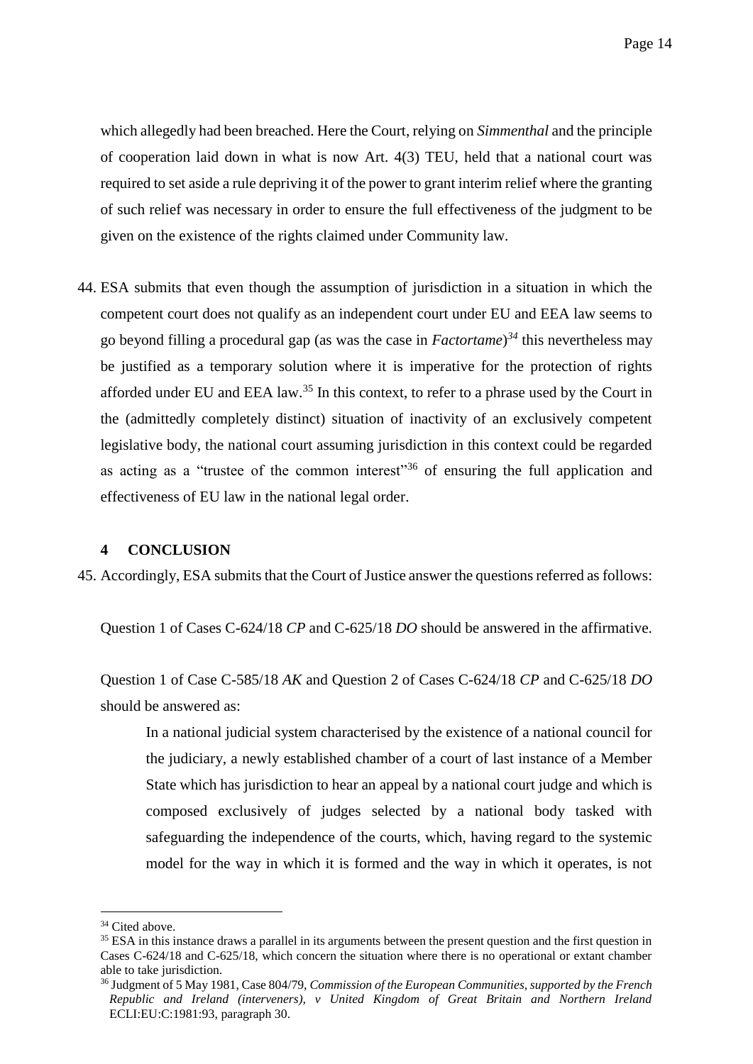which allegedly had been breached. Here the Court, relying on *Simmenthal* and the principle of cooperation laid down in what is now Art. 4(3) TEU, held that a national court was required to set aside a rule depriving it of the power to grant interim relief where the granting of such relief was necessary in order to ensure the full effectiveness of the judgment to be given on the existence of the rights claimed under Community law.

44. ESA submits that even though the assumption of jurisdiction in a situation in which the competent court does not qualify as an independent court under EU and EEA law seems to go beyond filling a procedural gap (as was the case in *Factortame*)[34] this nevertheless may be justified as a temporary solution where it is imperative for the protection of rights afforded under EU and EEA law.[35] In this context, to refer to a phrase used by the Court in the (admittedly completely distinct) situation of inactivity of an exclusively competent legislative body, the national court assuming jurisdiction in this context could be regarded as acting as a "trustee of the common interest"[36] of ensuring the full application and effectiveness of EU law in the national legal order.

## 4 CONCLUSION

45. Accordingly, ESA submits that the Court of Justice answer the questions referred as follows:

Question 1 of Cases C-624/18 *CP* and C-625/18 *DO* should be answered in the affirmative.

Question 1 of Case C-585/18 *AK* and Question 2 of Cases C-624/18 *CP* and C-625/18 *DO* should be answered as:

> In a national judicial system characterised by the existence of a national council for the judiciary, a newly established chamber of a court of last instance of a Member State which has jurisdiction to hear an appeal by a national court judge and which is composed exclusively of judges selected by a national body tasked with safeguarding the independence of the courts, which, having regard to the systemic model for the way in which it is formed and the way in which it operates, is not

---

[34] Cited above.

[35] ESA in this instance draws a parallel in its arguments between the present question and the first question in Cases C-624/18 and C-625/18, which concern the situation where there is no operational or extant chamber able to take jurisdiction.

[36] Judgment of 5 May 1981, Case 804/79, *Commission of the European Communities, supported by the French Republic and Ireland (interveners), v United Kingdom of Great Britain and Northern Ireland* ECLI:EU:C:1981:93, paragraph 30.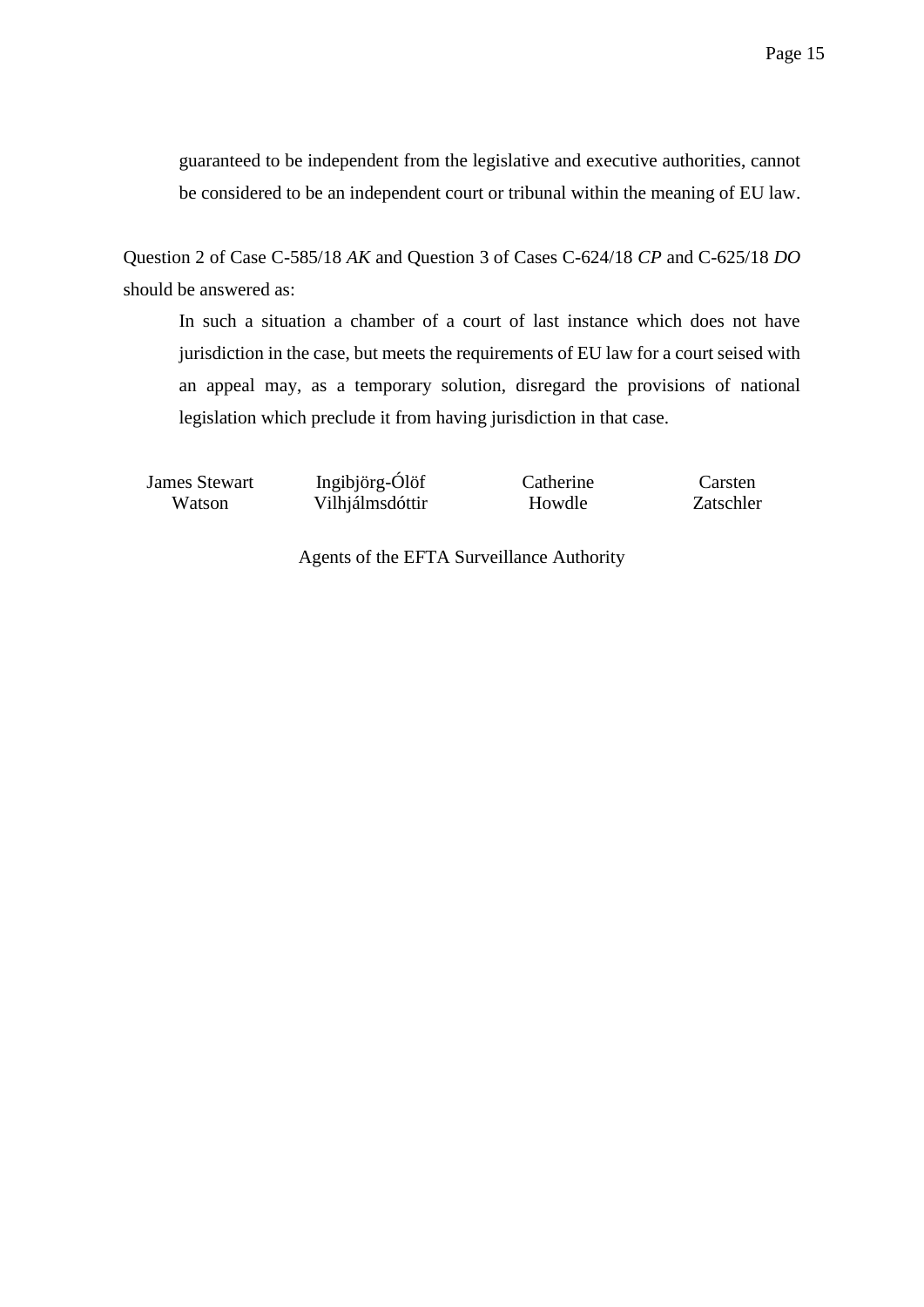> guaranteed to be independent from the legislative and executive authorities, cannot be considered to be an independent court or tribunal within the meaning of EU law.

Question 2 of Case C-585/18 *AK* and Question 3 of Cases C-624/18 *CP* and C-625/18 *DO* should be answered as:

> In such a situation a chamber of a court of last instance which does not have jurisdiction in the case, but meets the requirements of EU law for a court seised with an appeal may, as a temporary solution, disregard the provisions of national legislation which preclude it from having jurisdiction in that case.

| | | | |
|---|---|---|---|
| James Stewart Watson | Ingibjörg-Ólöf Vilhjálmsdóttir | Catherine Howdle | Carsten Zatschler |

Agents of the EFTA Surveillance Authority